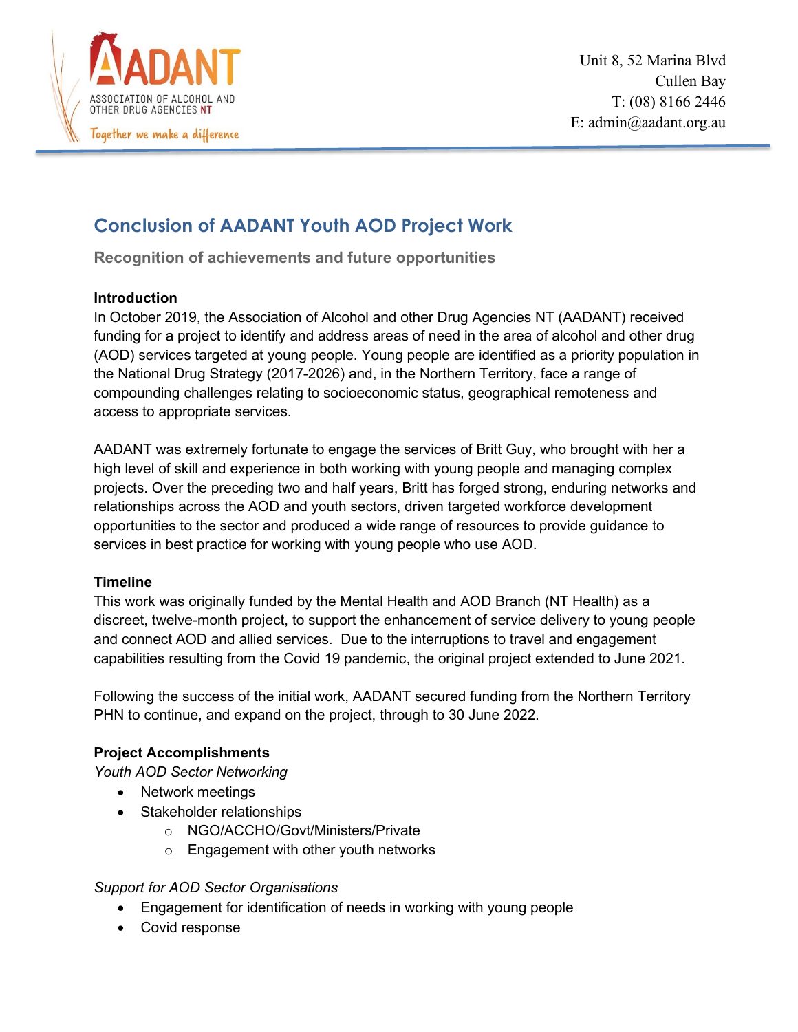AADANT
ASSOCIATION OF ALCOHOL AND OTHER DRUG AGENCIES NT
Together we make a difference

Unit 8, 52 Marina Blvd
Cullen Bay
T: (08) 8166 2446
E: admin@aadant.org.au

# Conclusion of AADANT Youth AOD Project Work

## Recognition of achievements and future opportunities

**Introduction**

In October 2019, the Association of Alcohol and other Drug Agencies NT (AADANT) received funding for a project to identify and address areas of need in the area of alcohol and other drug (AOD) services targeted at young people. Young people are identified as a priority population in the National Drug Strategy (2017-2026) and, in the Northern Territory, face a range of compounding challenges relating to socioeconomic status, geographical remoteness and access to appropriate services.

AADANT was extremely fortunate to engage the services of Britt Guy, who brought with her a high level of skill and experience in both working with young people and managing complex projects. Over the preceding two and half years, Britt has forged strong, enduring networks and relationships across the AOD and youth sectors, driven targeted workforce development opportunities to the sector and produced a wide range of resources to provide guidance to services in best practice for working with young people who use AOD.

**Timeline**

This work was originally funded by the Mental Health and AOD Branch (NT Health) as a discreet, twelve-month project, to support the enhancement of service delivery to young people and connect AOD and allied services. Due to the interruptions to travel and engagement capabilities resulting from the Covid 19 pandemic, the original project extended to June 2021.

Following the success of the initial work, AADANT secured funding from the Northern Territory PHN to continue, and expand on the project, through to 30 June 2022.

**Project Accomplishments**

*Youth AOD Sector Networking*

- Network meetings
- Stakeholder relationships
  - NGO/ACCHO/Govt/Ministers/Private
  - Engagement with other youth networks

*Support for AOD Sector Organisations*

- Engagement for identification of needs in working with young people
- Covid response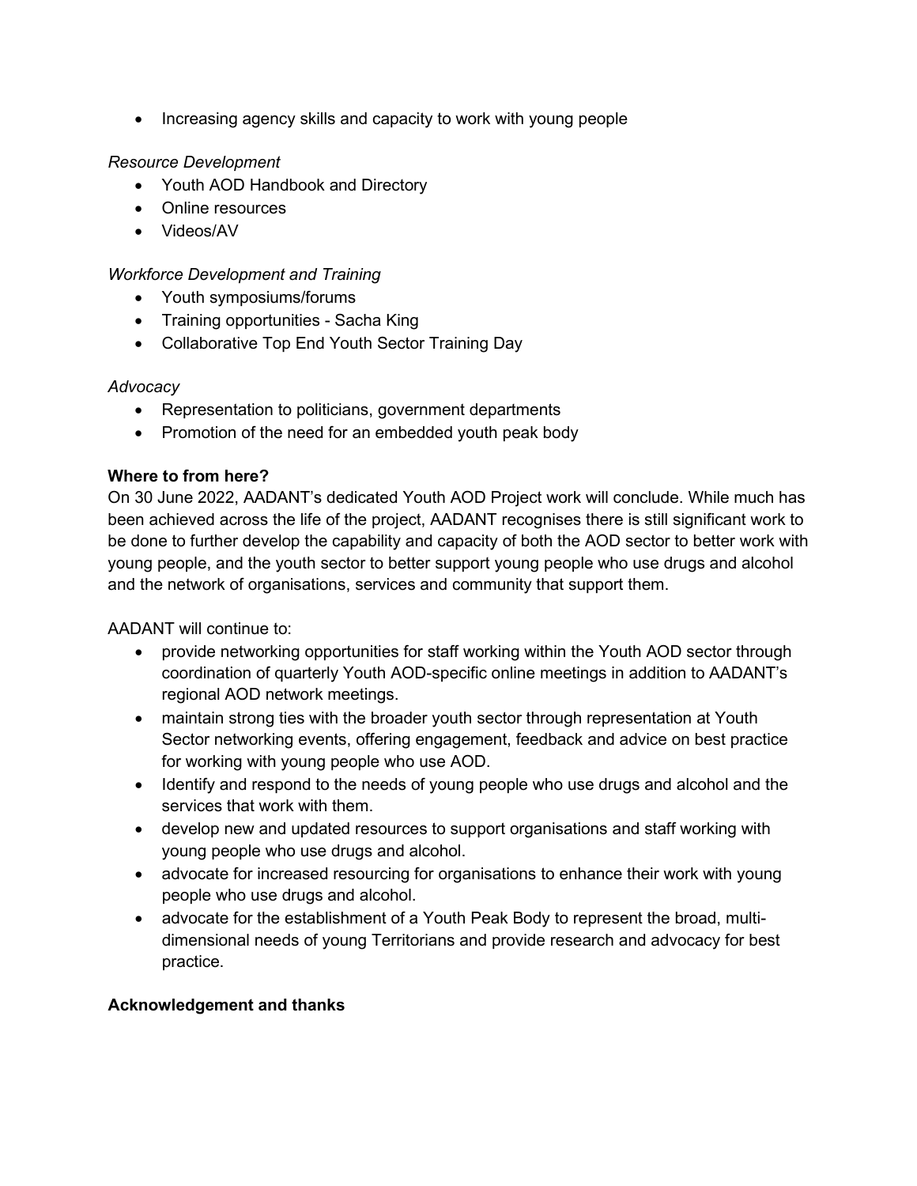- Increasing agency skills and capacity to work with young people

*Resource Development*

- Youth AOD Handbook and Directory
- Online resources
- Videos/AV

*Workforce Development and Training*

- Youth symposiums/forums
- Training opportunities - Sacha King
- Collaborative Top End Youth Sector Training Day

*Advocacy*

- Representation to politicians, government departments
- Promotion of the need for an embedded youth peak body

**Where to from here?**

On 30 June 2022, AADANT's dedicated Youth AOD Project work will conclude. While much has been achieved across the life of the project, AADANT recognises there is still significant work to be done to further develop the capability and capacity of both the AOD sector to better work with young people, and the youth sector to better support young people who use drugs and alcohol and the network of organisations, services and community that support them.

AADANT will continue to:

- provide networking opportunities for staff working within the Youth AOD sector through coordination of quarterly Youth AOD-specific online meetings in addition to AADANT's regional AOD network meetings.
- maintain strong ties with the broader youth sector through representation at Youth Sector networking events, offering engagement, feedback and advice on best practice for working with young people who use AOD.
- Identify and respond to the needs of young people who use drugs and alcohol and the services that work with them.
- develop new and updated resources to support organisations and staff working with young people who use drugs and alcohol.
- advocate for increased resourcing for organisations to enhance their work with young people who use drugs and alcohol.
- advocate for the establishment of a Youth Peak Body to represent the broad, multi-dimensional needs of young Territorians and provide research and advocacy for best practice.

**Acknowledgement and thanks**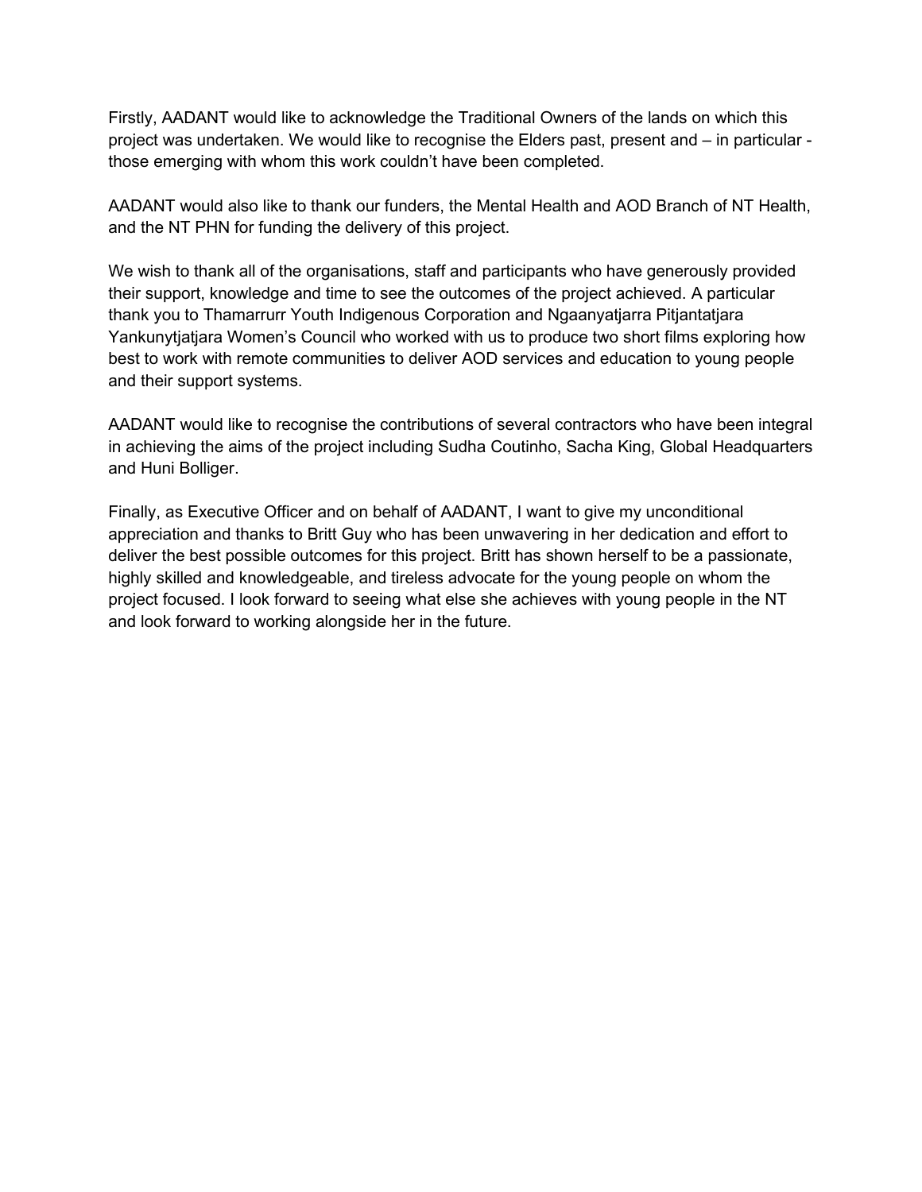Firstly, AADANT would like to acknowledge the Traditional Owners of the lands on which this project was undertaken. We would like to recognise the Elders past, present and – in particular - those emerging with whom this work couldn't have been completed.

AADANT would also like to thank our funders, the Mental Health and AOD Branch of NT Health, and the NT PHN for funding the delivery of this project.

We wish to thank all of the organisations, staff and participants who have generously provided their support, knowledge and time to see the outcomes of the project achieved. A particular thank you to Thamarrurr Youth Indigenous Corporation and Ngaanyatjarra Pitjantatjara Yankunytjatjara Women's Council who worked with us to produce two short films exploring how best to work with remote communities to deliver AOD services and education to young people and their support systems.

AADANT would like to recognise the contributions of several contractors who have been integral in achieving the aims of the project including Sudha Coutinho, Sacha King, Global Headquarters and Huni Bolliger.

Finally, as Executive Officer and on behalf of AADANT, I want to give my unconditional appreciation and thanks to Britt Guy who has been unwavering in her dedication and effort to deliver the best possible outcomes for this project. Britt has shown herself to be a passionate, highly skilled and knowledgeable, and tireless advocate for the young people on whom the project focused. I look forward to seeing what else she achieves with young people in the NT and look forward to working alongside her in the future.